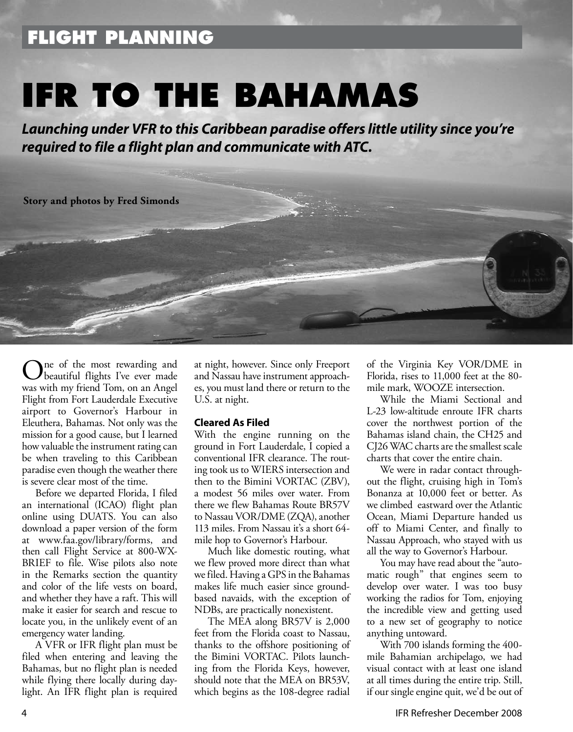FLIGHT PLANNING

# IFR TO THE BAHAMAS

***Launching under VFR to this Caribbean paradise offers little utility since you're required to file a flight plan and communicate with ATC.***

**Story and photos by Fred Simonds**

One of the most rewarding and beautiful flights I've ever made was with my friend Tom, on an Angel Flight from Fort Lauderdale Executive airport to Governor's Harbour in Eleuthera, Bahamas. Not only was the mission for a good cause, but I learned how valuable the instrument rating can be when traveling to this Caribbean paradise even though the weather there is severe clear most of the time.

Before we departed Florida, I filed an international (ICAO) flight plan online using DUATS. You can also download a paper version of the form at www.faa.gov/library/forms, and then call Flight Service at 800-WX-BRIEF to file. Wise pilots also note in the Remarks section the quantity and color of the life vests on board, and whether they have a raft. This will make it easier for search and rescue to locate you, in the unlikely event of an emergency water landing.

A VFR or IFR flight plan must be filed when entering and leaving the Bahamas, but no flight plan is needed while flying there locally during daylight. An IFR flight plan is required at night, however. Since only Freeport and Nassau have instrument approaches, you must land there or return to the U.S. at night.

### Cleared As Filed

With the engine running on the ground in Fort Lauderdale, I copied a conventional IFR clearance. The routing took us to WIERS intersection and then to the Bimini VORTAC (ZBV), a modest 56 miles over water. From there we flew Bahamas Route BR57V to Nassau VOR/DME (ZQA), another 113 miles. From Nassau it's a short 64-mile hop to Governor's Harbour.

Much like domestic routing, what we flew proved more direct than what we filed. Having a GPS in the Bahamas makes life much easier since ground-based navaids, with the exception of NDBs, are practically nonexistent.

The MEA along BR57V is 2,000 feet from the Florida coast to Nassau, thanks to the offshore positioning of the Bimini VORTAC. Pilots launching from the Florida Keys, however, should note that the MEA on BR53V, which begins as the 108-degree radial of the Virginia Key VOR/DME in Florida, rises to 11,000 feet at the 80-mile mark, WOOZE intersection.

While the Miami Sectional and L-23 low-altitude enroute IFR charts cover the northwest portion of the Bahamas island chain, the CH25 and CJ26 WAC charts are the smallest scale charts that cover the entire chain.

We were in radar contact throughout the flight, cruising high in Tom's Bonanza at 10,000 feet or better. As we climbed eastward over the Atlantic Ocean, Miami Departure handed us off to Miami Center, and finally to Nassau Approach, who stayed with us all the way to Governor's Harbour.

You may have read about the "automatic rough" that engines seem to develop over water. I was too busy working the radios for Tom, enjoying the incredible view and getting used to a new set of geography to notice anything untoward.

With 700 islands forming the 400-mile Bahamian archipelago, we had visual contact with at least one island at all times during the entire trip. Still, if our single engine quit, we'd be out of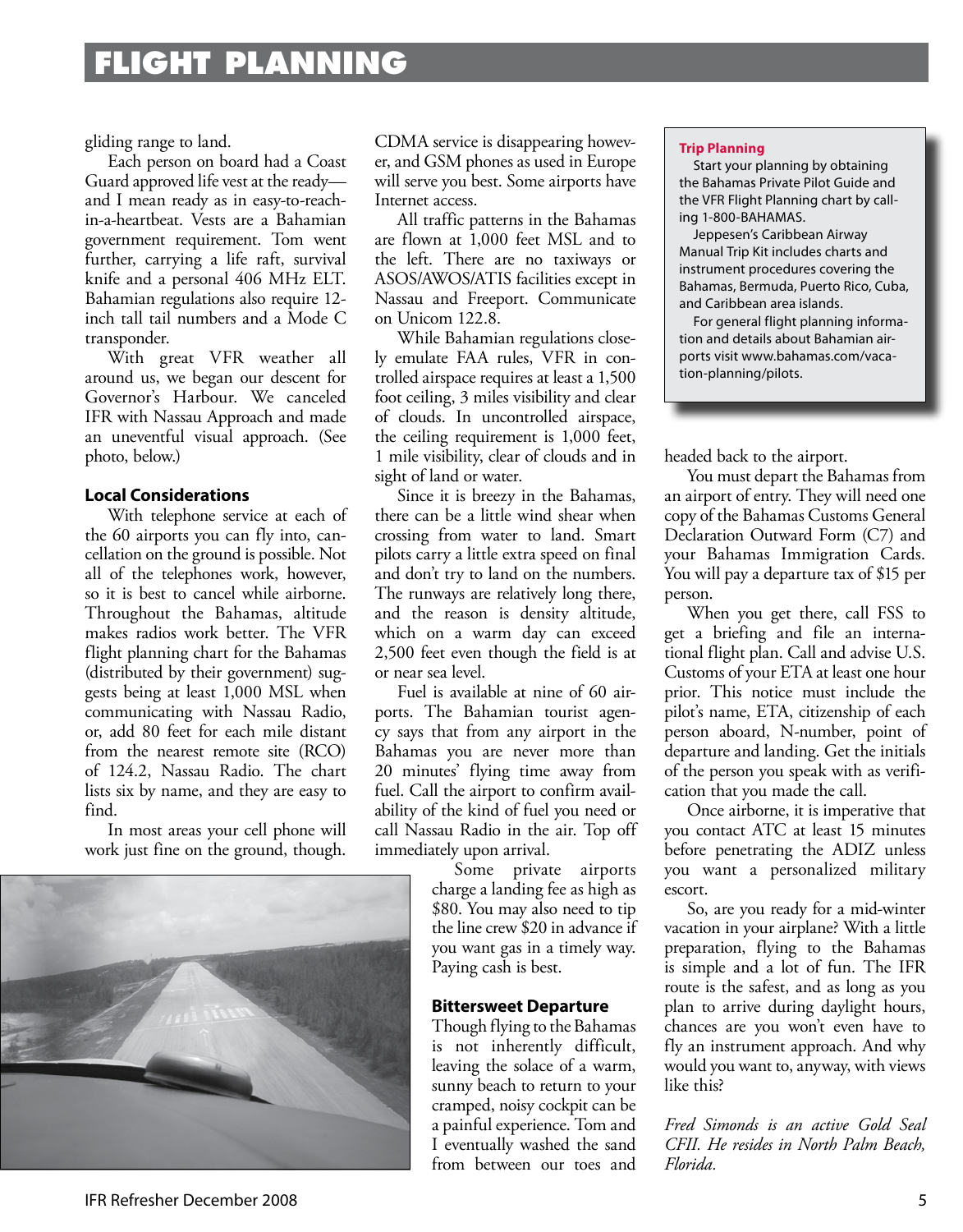gliding range to land.

Each person on board had a Coast Guard approved life vest at the ready—and I mean ready as in easy-to-reach-in-a-heartbeat. Vests are a Bahamian government requirement. Tom went further, carrying a life raft, survival knife and a personal 406 MHz ELT. Bahamian regulations also require 12-inch tall tail numbers and a Mode C transponder.

With great VFR weather all around us, we began our descent for Governor's Harbour. We canceled IFR with Nassau Approach and made an uneventful visual approach. (See photo, below.)

### Local Considerations

With telephone service at each of the 60 airports you can fly into, cancellation on the ground is possible. Not all of the telephones work, however, so it is best to cancel while airborne. Throughout the Bahamas, altitude makes radios work better. The VFR flight planning chart for the Bahamas (distributed by their government) suggests being at least 1,000 MSL when communicating with Nassau Radio, or, add 80 feet for each mile distant from the nearest remote site (RCO) of 124.2, Nassau Radio. The chart lists six by name, and they are easy to find.

In most areas your cell phone will work just fine on the ground, though. CDMA service is disappearing however, and GSM phones as used in Europe will serve you best. Some airports have Internet access.

All traffic patterns in the Bahamas are flown at 1,000 feet MSL and to the left. There are no taxiways or ASOS/AWOS/ATIS facilities except in Nassau and Freeport. Communicate on Unicom 122.8.

While Bahamian regulations closely emulate FAA rules, VFR in controlled airspace requires at least a 1,500 foot ceiling, 3 miles visibility and clear of clouds. In uncontrolled airspace, the ceiling requirement is 1,000 feet, 1 mile visibility, clear of clouds and in sight of land or water.

Since it is breezy in the Bahamas, there can be a little wind shear when crossing from water to land. Smart pilots carry a little extra speed on final and don't try to land on the numbers. The runways are relatively long there, and the reason is density altitude, which on a warm day can exceed 2,500 feet even though the field is at or near sea level.

Fuel is available at nine of 60 airports. The Bahamian tourist agency says that from any airport in the Bahamas you are never more than 20 minutes' flying time away from fuel. Call the airport to confirm availability of the kind of fuel you need or call Nassau Radio in the air. Top off immediately upon arrival.

Some private airports charge a landing fee as high as $80. You may also need to tip the line crew $20 in advance if you want gas in a timely way. Paying cash is best.

### Bittersweet Departure

Though flying to the Bahamas is not inherently difficult, leaving the solace of a warm, sunny beach to return to your cramped, noisy cockpit can be a painful experience. Tom and I eventually washed the sand from between our toes and headed back to the airport.

You must depart the Bahamas from an airport of entry. They will need one copy of the Bahamas Customs General Declaration Outward Form (C7) and your Bahamas Immigration Cards. You will pay a departure tax of $15 per person.

When you get there, call FSS to get a briefing and file an international flight plan. Call and advise U.S. Customs of your ETA at least one hour prior. This notice must include the pilot's name, ETA, citizenship of each person aboard, N-number, point of departure and landing. Get the initials of the person you speak with as verification that you made the call.

Once airborne, it is imperative that you contact ATC at least 15 minutes before penetrating the ADIZ unless you want a personalized military escort.

So, are you ready for a mid-winter vacation in your airplane? With a little preparation, flying to the Bahamas is simple and a lot of fun. The IFR route is the safest, and as long as you plan to arrive during daylight hours, chances are you won't even have to fly an instrument approach. And why would you want to, anyway, with views like this?

*Fred Simonds is an active Gold Seal CFII. He resides in North Palm Beach, Florida.*

> **Trip Planning**
>
> Start your planning by obtaining the Bahamas Private Pilot Guide and the VFR Flight Planning chart by calling 1-800-BAHAMAS.
>
> Jeppesen's Caribbean Airway Manual Trip Kit includes charts and instrument procedures covering the Bahamas, Bermuda, Puerto Rico, Cuba, and Caribbean area islands.
>
> For general flight planning information and details about Bahamian airports visit www.bahamas.com/vacation-planning/pilots.